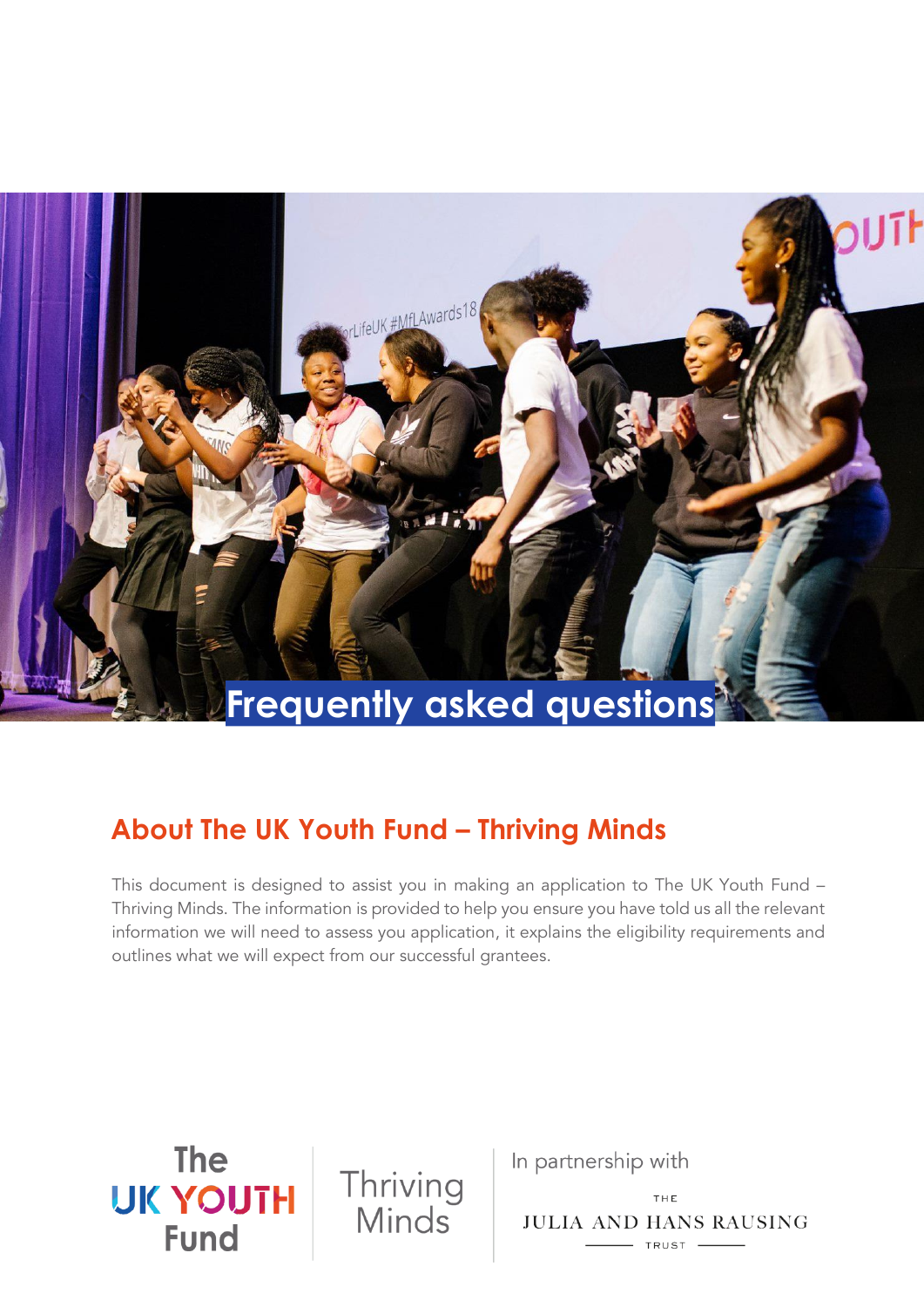# Frequently asked questions

## About The UK Youth Fund – Thriving Minds

This document is designed to assist you in making an application to The UK Youth Fund – Thriving Minds. The information is provided to help you ensure you have told us all the relevant information we will need to assess you application, it explains the eligibility requirements and outlines what we will expect from our successful grantees.

The UK YOUTH Fund | Thriving Minds | In partnership with THE JULIA AND HANS RAUSING TRUST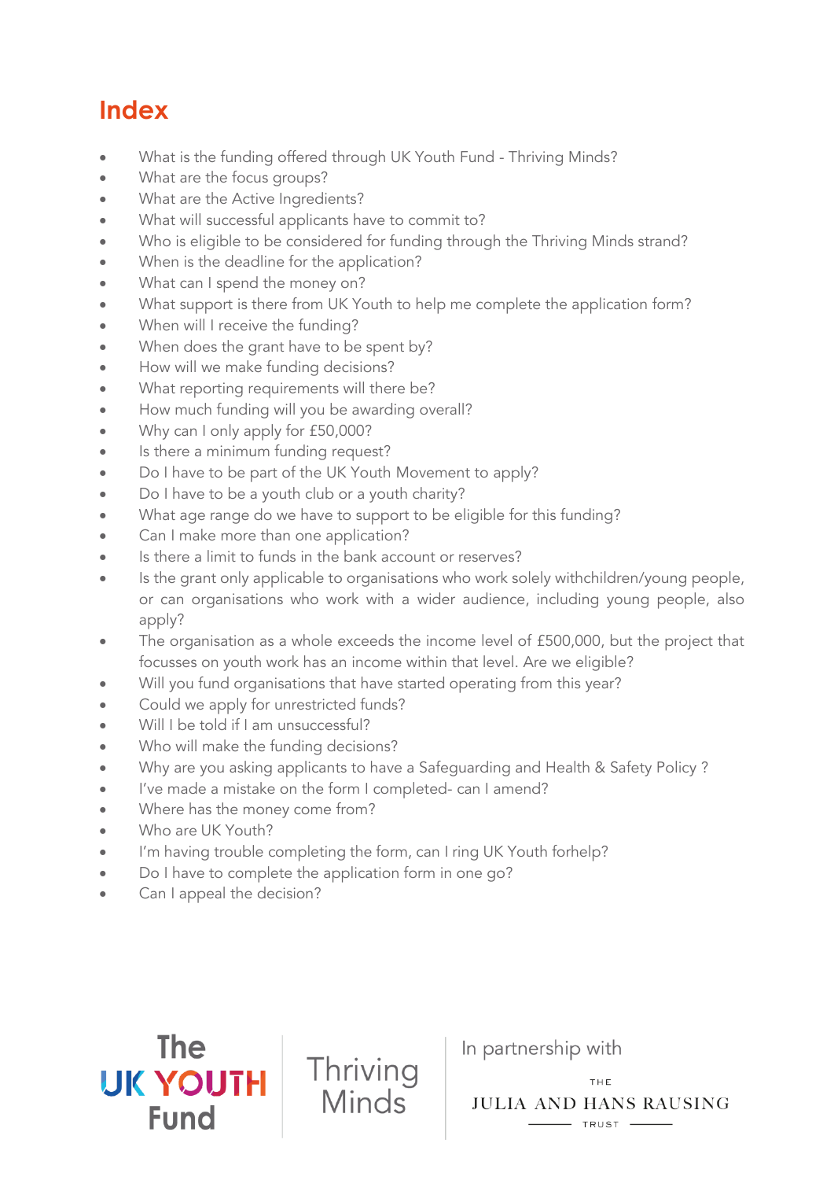# Index

- What is the funding offered through UK Youth Fund - Thriving Minds?
- What are the focus groups?
- What are the Active Ingredients?
- What will successful applicants have to commit to?
- Who is eligible to be considered for funding through the Thriving Minds strand?
- When is the deadline for the application?
- What can I spend the money on?
- What support is there from UK Youth to help me complete the application form?
- When will I receive the funding?
- When does the grant have to be spent by?
- How will we make funding decisions?
- What reporting requirements will there be?
- How much funding will you be awarding overall?
- Why can I only apply for £50,000?
- Is there a minimum funding request?
- Do I have to be part of the UK Youth Movement to apply?
- Do I have to be a youth club or a youth charity?
- What age range do we have to support to be eligible for this funding?
- Can I make more than one application?
- Is there a limit to funds in the bank account or reserves?
- Is the grant only applicable to organisations who work solely withchildren/young people, or can organisations who work with a wider audience, including young people, also apply?
- The organisation as a whole exceeds the income level of £500,000, but the project that focusses on youth work has an income within that level. Are we eligible?
- Will you fund organisations that have started operating from this year?
- Could we apply for unrestricted funds?
- Will I be told if I am unsuccessful?
- Who will make the funding decisions?
- Why are you asking applicants to have a Safeguarding and Health & Safety Policy ?
- I've made a mistake on the form I completed- can I amend?
- Where has the money come from?
- Who are UK Youth?
- I'm having trouble completing the form, can I ring UK Youth forhelp?
- Do I have to complete the application form in one go?
- Can I appeal the decision?

The UK YOUTH Fund | Thriving Minds | In partnership with THE JULIA AND HANS RAUSING TRUST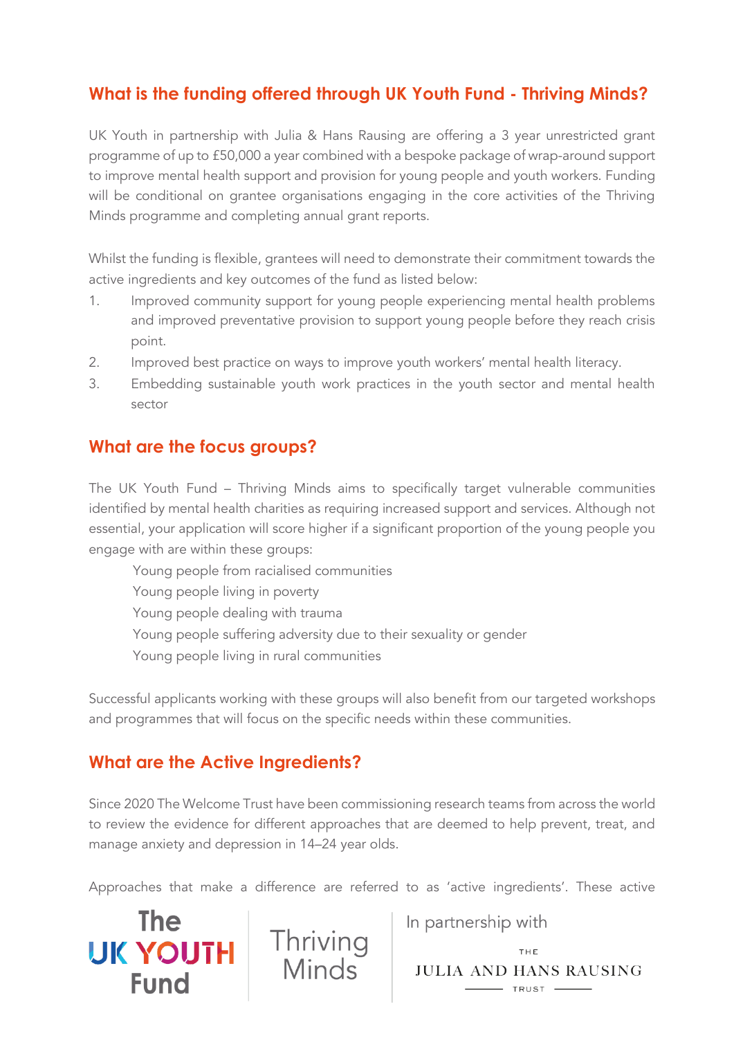## What is the funding offered through UK Youth Fund - Thriving Minds?

UK Youth in partnership with Julia & Hans Rausing are offering a 3 year unrestricted grant programme of up to £50,000 a year combined with a bespoke package of wrap-around support to improve mental health support and provision for young people and youth workers. Funding will be conditional on grantee organisations engaging in the core activities of the Thriving Minds programme and completing annual grant reports.

Whilst the funding is flexible, grantees will need to demonstrate their commitment towards the active ingredients and key outcomes of the fund as listed below:

1. Improved community support for young people experiencing mental health problems and improved preventative provision to support young people before they reach crisis point.
2. Improved best practice on ways to improve youth workers' mental health literacy.
3. Embedding sustainable youth work practices in the youth sector and mental health sector

## What are the focus groups?

The UK Youth Fund – Thriving Minds aims to specifically target vulnerable communities identified by mental health charities as requiring increased support and services. Although not essential, your application will score higher if a significant proportion of the young people you engage with are within these groups:

- Young people from racialised communities
- Young people living in poverty
- Young people dealing with trauma
- Young people suffering adversity due to their sexuality or gender
- Young people living in rural communities

Successful applicants working with these groups will also benefit from our targeted workshops and programmes that will focus on the specific needs within these communities.

## What are the Active Ingredients?

Since 2020 The Welcome Trust have been commissioning research teams from across the world to review the evidence for different approaches that are deemed to help prevent, treat, and manage anxiety and depression in 14–24 year olds.

Approaches that make a difference are referred to as 'active ingredients'. These active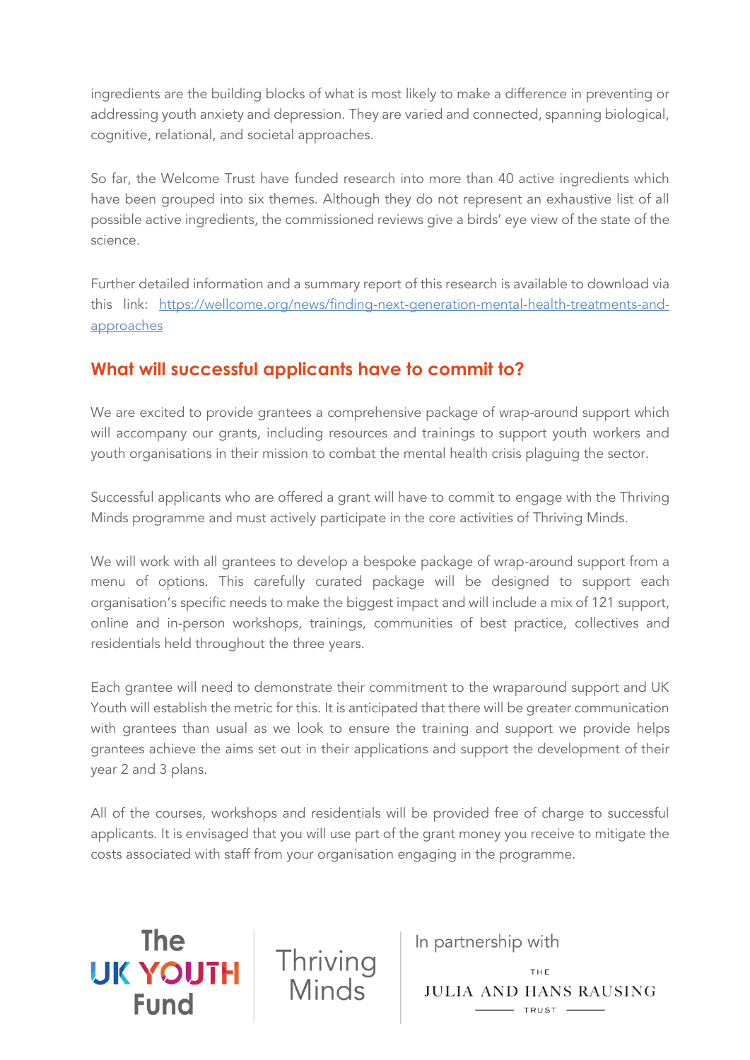ingredients are the building blocks of what is most likely to make a difference in preventing or addressing youth anxiety and depression. They are varied and connected, spanning biological, cognitive, relational, and societal approaches.

So far, the Welcome Trust have funded research into more than 40 active ingredients which have been grouped into six themes. Although they do not represent an exhaustive list of all possible active ingredients, the commissioned reviews give a birds' eye view of the state of the science.

Further detailed information and a summary report of this research is available to download via this link: [https://wellcome.org/news/finding-next-generation-mental-health-treatments-and-approaches](https://wellcome.org/news/finding-next-generation-mental-health-treatments-and-approaches)

## What will successful applicants have to commit to?

We are excited to provide grantees a comprehensive package of wrap-around support which will accompany our grants, including resources and trainings to support youth workers and youth organisations in their mission to combat the mental health crisis plaguing the sector.

Successful applicants who are offered a grant will have to commit to engage with the Thriving Minds programme and must actively participate in the core activities of Thriving Minds.

We will work with all grantees to develop a bespoke package of wrap-around support from a menu of options. This carefully curated package will be designed to support each organisation's specific needs to make the biggest impact and will include a mix of 121 support, online and in-person workshops, trainings, communities of best practice, collectives and residentials held throughout the three years.

Each grantee will need to demonstrate their commitment to the wraparound support and UK Youth will establish the metric for this. It is anticipated that there will be greater communication with grantees than usual as we look to ensure the training and support we provide helps grantees achieve the aims set out in their applications and support the development of their year 2 and 3 plans.

All of the courses, workshops and residentials will be provided free of charge to successful applicants. It is envisaged that you will use part of the grant money you receive to mitigate the costs associated with staff from your organisation engaging in the programme.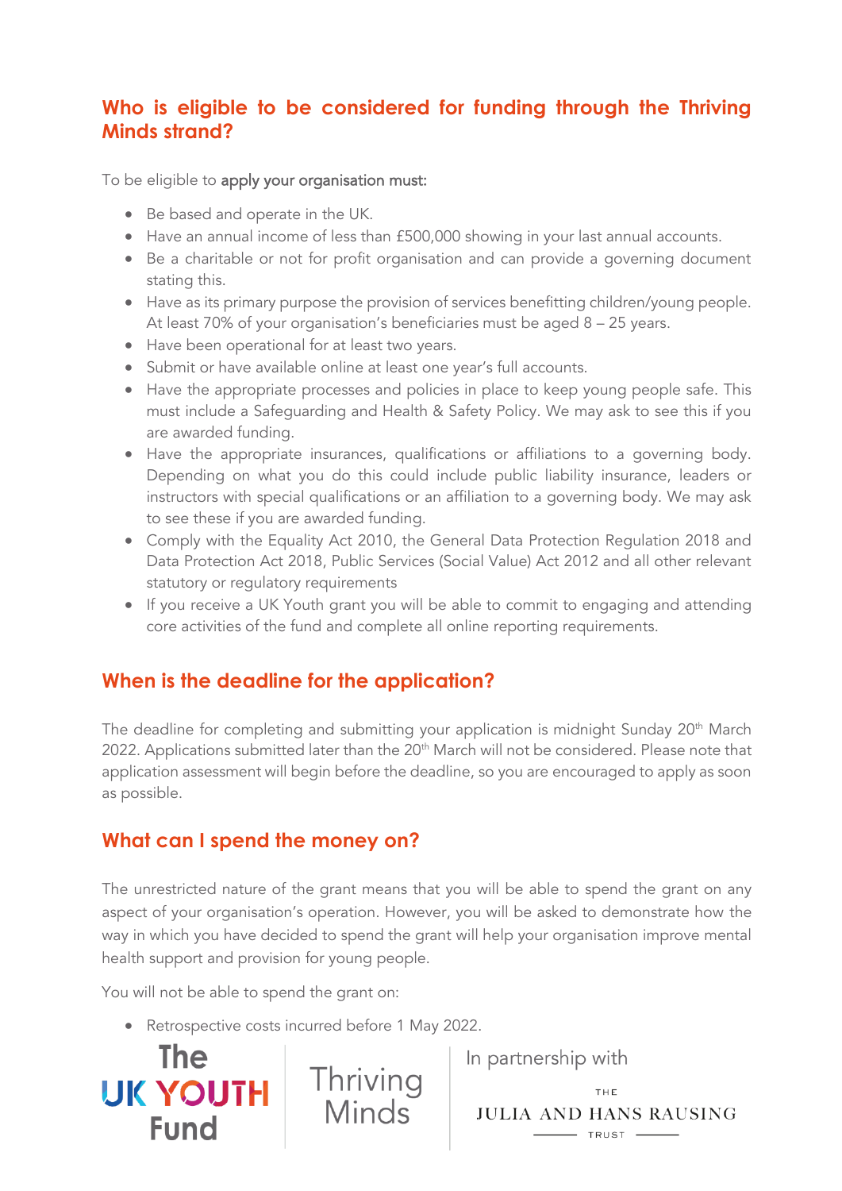## Who is eligible to be considered for funding through the Thriving Minds strand?

To be eligible to **apply your organisation must:**

- Be based and operate in the UK.
- Have an annual income of less than £500,000 showing in your last annual accounts.
- Be a charitable or not for profit organisation and can provide a governing document stating this.
- Have as its primary purpose the provision of services benefitting children/young people. At least 70% of your organisation's beneficiaries must be aged 8 – 25 years.
- Have been operational for at least two years.
- Submit or have available online at least one year's full accounts.
- Have the appropriate processes and policies in place to keep young people safe. This must include a Safeguarding and Health & Safety Policy. We may ask to see this if you are awarded funding.
- Have the appropriate insurances, qualifications or affiliations to a governing body. Depending on what you do this could include public liability insurance, leaders or instructors with special qualifications or an affiliation to a governing body. We may ask to see these if you are awarded funding.
- Comply with the Equality Act 2010, the General Data Protection Regulation 2018 and Data Protection Act 2018, Public Services (Social Value) Act 2012 and all other relevant statutory or regulatory requirements
- If you receive a UK Youth grant you will be able to commit to engaging and attending core activities of the fund and complete all online reporting requirements.

## When is the deadline for the application?

The deadline for completing and submitting your application is midnight Sunday 20th March 2022. Applications submitted later than the 20th March will not be considered. Please note that application assessment will begin before the deadline, so you are encouraged to apply as soon as possible.

## What can I spend the money on?

The unrestricted nature of the grant means that you will be able to spend the grant on any aspect of your organisation's operation. However, you will be asked to demonstrate how the way in which you have decided to spend the grant will help your organisation improve mental health support and provision for young people.

You will not be able to spend the grant on:

- Retrospective costs incurred before 1 May 2022.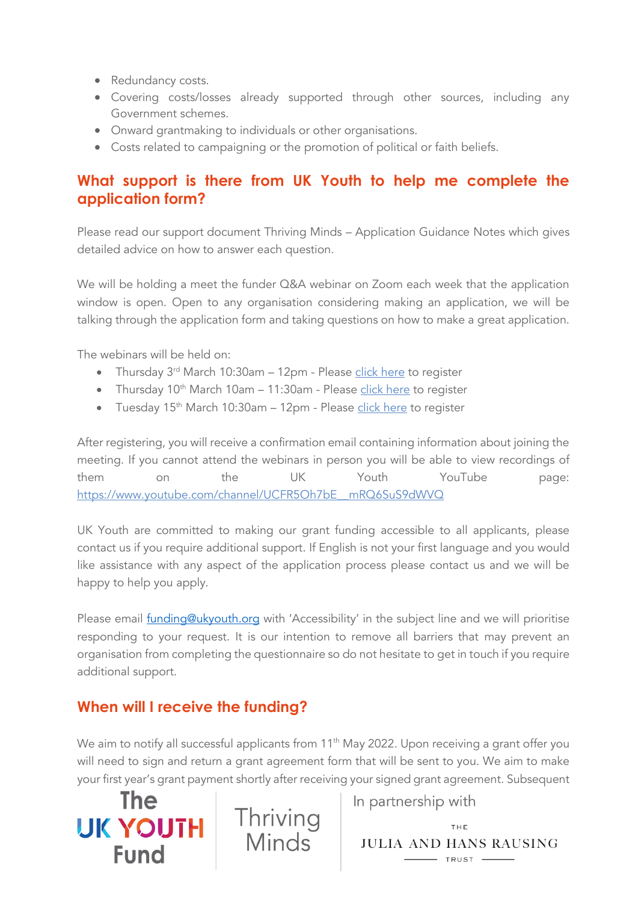- Redundancy costs.
- Covering costs/losses already supported through other sources, including any Government schemes.
- Onward grantmaking to individuals or other organisations.
- Costs related to campaigning or the promotion of political or faith beliefs.

## What support is there from UK Youth to help me complete the application form?

Please read our support document Thriving Minds – Application Guidance Notes which gives detailed advice on how to answer each question.

We will be holding a meet the funder Q&A webinar on Zoom each week that the application window is open. Open to any organisation considering making an application, we will be talking through the application form and taking questions on how to make a great application.

The webinars will be held on:

- Thursday 3rd March 10:30am – 12pm - Please click here to register
- Thursday 10th March 10am – 11:30am - Please click here to register
- Tuesday 15th March 10:30am – 12pm - Please click here to register

After registering, you will receive a confirmation email containing information about joining the meeting. If you cannot attend the webinars in person you will be able to view recordings of them on the UK Youth YouTube page: https://www.youtube.com/channel/UCFR5Oh7bE__mRQ6SuS9dWVQ

UK Youth are committed to making our grant funding accessible to all applicants, please contact us if you require additional support. If English is not your first language and you would like assistance with any aspect of the application process please contact us and we will be happy to help you apply.

Please email funding@ukyouth.org with 'Accessibility' in the subject line and we will prioritise responding to your request. It is our intention to remove all barriers that may prevent an organisation from completing the questionnaire so do not hesitate to get in touch if you require additional support.

## When will I receive the funding?

We aim to notify all successful applicants from 11th May 2022. Upon receiving a grant offer you will need to sign and return a grant agreement form that will be sent to you. We aim to make your first year's grant payment shortly after receiving your signed grant agreement. Subsequent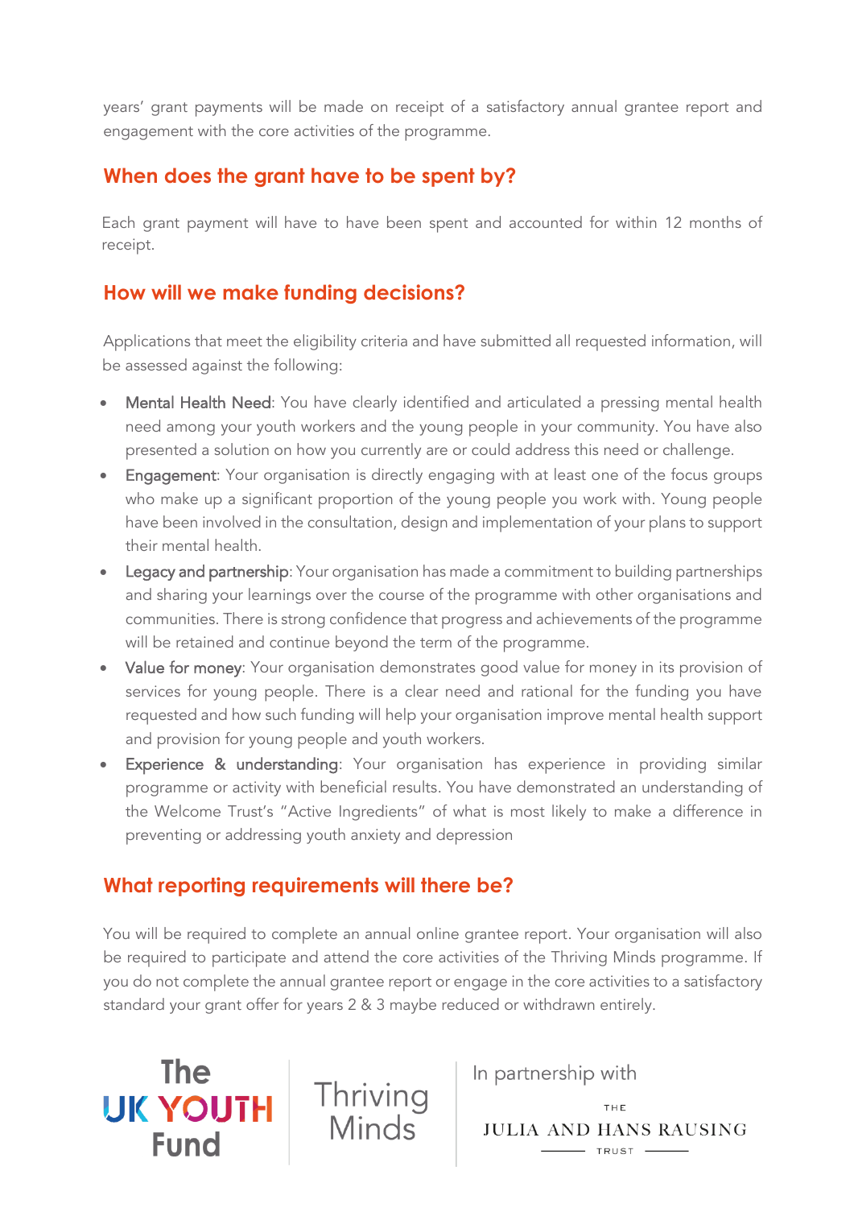years' grant payments will be made on receipt of a satisfactory annual grantee report and engagement with the core activities of the programme.

## When does the grant have to be spent by?

Each grant payment will have to have been spent and accounted for within 12 months of receipt.

## How will we make funding decisions?

Applications that meet the eligibility criteria and have submitted all requested information, will be assessed against the following:

- Mental Health Need: You have clearly identified and articulated a pressing mental health need among your youth workers and the young people in your community. You have also presented a solution on how you currently are or could address this need or challenge.
- Engagement: Your organisation is directly engaging with at least one of the focus groups who make up a significant proportion of the young people you work with. Young people have been involved in the consultation, design and implementation of your plans to support their mental health.
- Legacy and partnership: Your organisation has made a commitment to building partnerships and sharing your learnings over the course of the programme with other organisations and communities. There is strong confidence that progress and achievements of the programme will be retained and continue beyond the term of the programme.
- Value for money: Your organisation demonstrates good value for money in its provision of services for young people. There is a clear need and rational for the funding you have requested and how such funding will help your organisation improve mental health support and provision for young people and youth workers.
- Experience & understanding: Your organisation has experience in providing similar programme or activity with beneficial results. You have demonstrated an understanding of the Welcome Trust's "Active Ingredients" of what is most likely to make a difference in preventing or addressing youth anxiety and depression

## What reporting requirements will there be?

You will be required to complete an annual online grantee report. Your organisation will also be required to participate and attend the core activities of the Thriving Minds programme. If you do not complete the annual grantee report or engage in the core activities to a satisfactory standard your grant offer for years 2 & 3 maybe reduced or withdrawn entirely.

The UK YOUTH Fund | Thriving Minds | In partnership with THE JULIA AND HANS RAUSING TRUST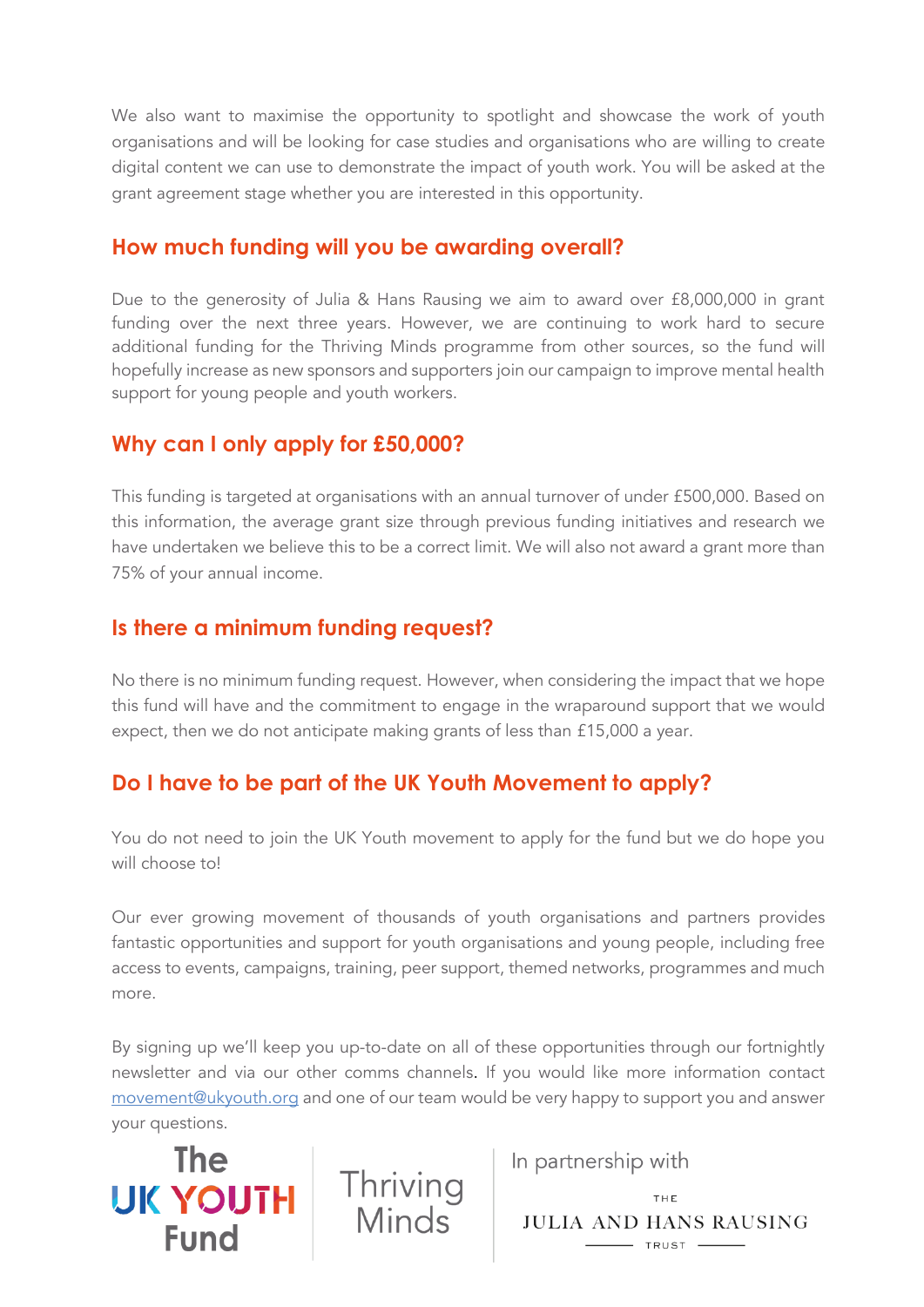We also want to maximise the opportunity to spotlight and showcase the work of youth organisations and will be looking for case studies and organisations who are willing to create digital content we can use to demonstrate the impact of youth work. You will be asked at the grant agreement stage whether you are interested in this opportunity.

## How much funding will you be awarding overall?

Due to the generosity of Julia & Hans Rausing we aim to award over £8,000,000 in grant funding over the next three years. However, we are continuing to work hard to secure additional funding for the Thriving Minds programme from other sources, so the fund will hopefully increase as new sponsors and supporters join our campaign to improve mental health support for young people and youth workers.

## Why can I only apply for £50,000?

This funding is targeted at organisations with an annual turnover of under £500,000. Based on this information, the average grant size through previous funding initiatives and research we have undertaken we believe this to be a correct limit. We will also not award a grant more than 75% of your annual income.

## Is there a minimum funding request?

No there is no minimum funding request. However, when considering the impact that we hope this fund will have and the commitment to engage in the wraparound support that we would expect, then we do not anticipate making grants of less than £15,000 a year.

## Do I have to be part of the UK Youth Movement to apply?

You do not need to join the UK Youth movement to apply for the fund but we do hope you will choose to!

Our ever growing movement of thousands of youth organisations and partners provides fantastic opportunities and support for youth organisations and young people, including free access to events, campaigns, training, peer support, themed networks, programmes and much more.

By signing up we'll keep you up-to-date on all of these opportunities through our fortnightly newsletter and via our other comms channels. If you would like more information contact [movement@ukyouth.org](mailto:movement@ukyouth.org) and one of our team would be very happy to support you and answer your questions.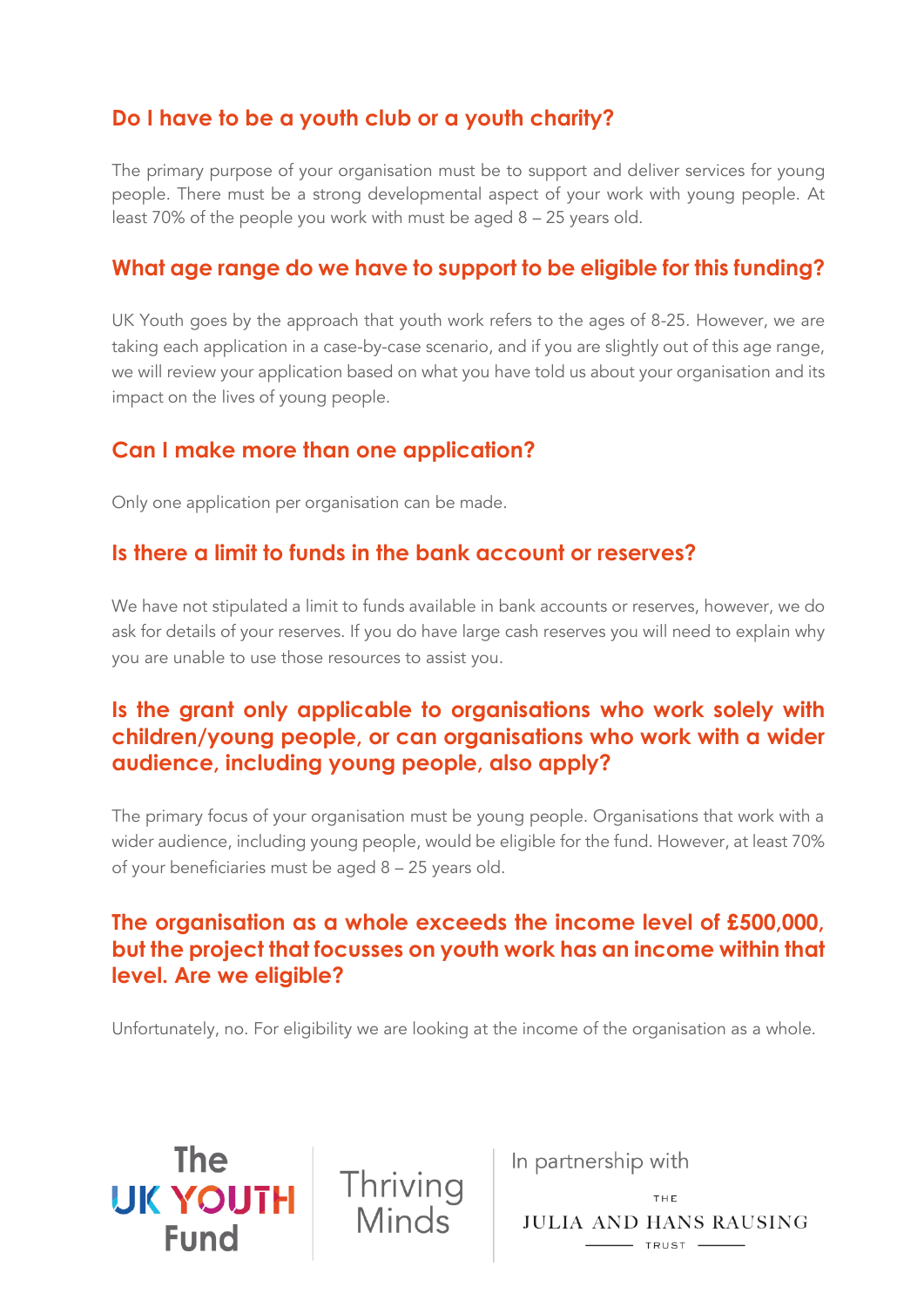## Do I have to be a youth club or a youth charity?

The primary purpose of your organisation must be to support and deliver services for young people. There must be a strong developmental aspect of your work with young people. At least 70% of the people you work with must be aged 8 – 25 years old.

## What age range do we have to support to be eligible for this funding?

UK Youth goes by the approach that youth work refers to the ages of 8-25. However, we are taking each application in a case-by-case scenario, and if you are slightly out of this age range, we will review your application based on what you have told us about your organisation and its impact on the lives of young people.

## Can I make more than one application?

Only one application per organisation can be made.

## Is there a limit to funds in the bank account or reserves?

We have not stipulated a limit to funds available in bank accounts or reserves, however, we do ask for details of your reserves. If you do have large cash reserves you will need to explain why you are unable to use those resources to assist you.

## Is the grant only applicable to organisations who work solely with children/young people, or can organisations who work with a wider audience, including young people, also apply?

The primary focus of your organisation must be young people. Organisations that work with a wider audience, including young people, would be eligible for the fund. However, at least 70% of your beneficiaries must be aged 8 – 25 years old.

## The organisation as a whole exceeds the income level of £500,000, but the project that focusses on youth work has an income within that level. Are we eligible?

Unfortunately, no. For eligibility we are looking at the income of the organisation as a whole.

The UK YOUTH Fund | Thriving Minds | In partnership with THE JULIA AND HANS RAUSING TRUST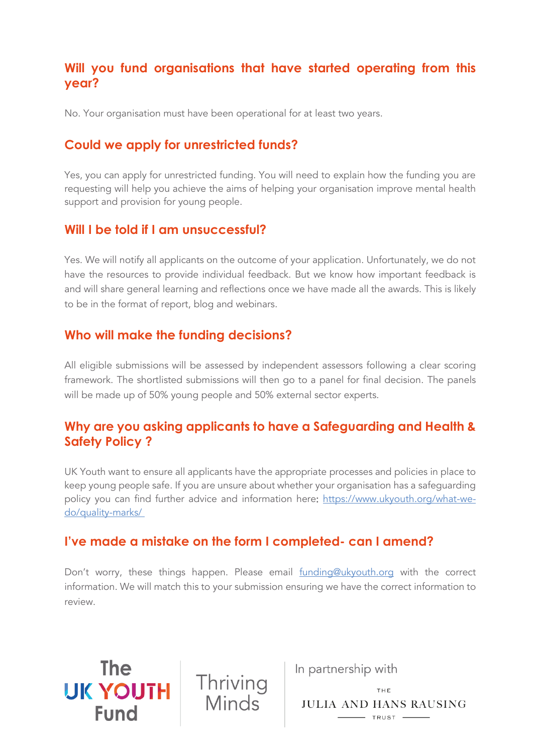## Will you fund organisations that have started operating from this year?

No. Your organisation must have been operational for at least two years.

## Could we apply for unrestricted funds?

Yes, you can apply for unrestricted funding. You will need to explain how the funding you are requesting will help you achieve the aims of helping your organisation improve mental health support and provision for young people.

## Will I be told if I am unsuccessful?

Yes. We will notify all applicants on the outcome of your application. Unfortunately, we do not have the resources to provide individual feedback. But we know how important feedback is and will share general learning and reflections once we have made all the awards. This is likely to be in the format of report, blog and webinars.

## Who will make the funding decisions?

All eligible submissions will be assessed by independent assessors following a clear scoring framework. The shortlisted submissions will then go to a panel for final decision. The panels will be made up of 50% young people and 50% external sector experts.

## Why are you asking applicants to have a Safeguarding and Health & Safety Policy ?

UK Youth want to ensure all applicants have the appropriate processes and policies in place to keep young people safe. If you are unsure about whether your organisation has a safeguarding policy you can find further advice and information here: [https://www.ukyouth.org/what-we-do/quality-marks/](https://www.ukyouth.org/what-we-do/quality-marks/)

## I've made a mistake on the form I completed- can I amend?

Don't worry, these things happen. Please email [funding@ukyouth.org](mailto:funding@ukyouth.org) with the correct information. We will match this to your submission ensuring we have the correct information to review.

The UK YOUTH Fund | Thriving Minds | In partnership with THE JULIA AND HANS RAUSING TRUST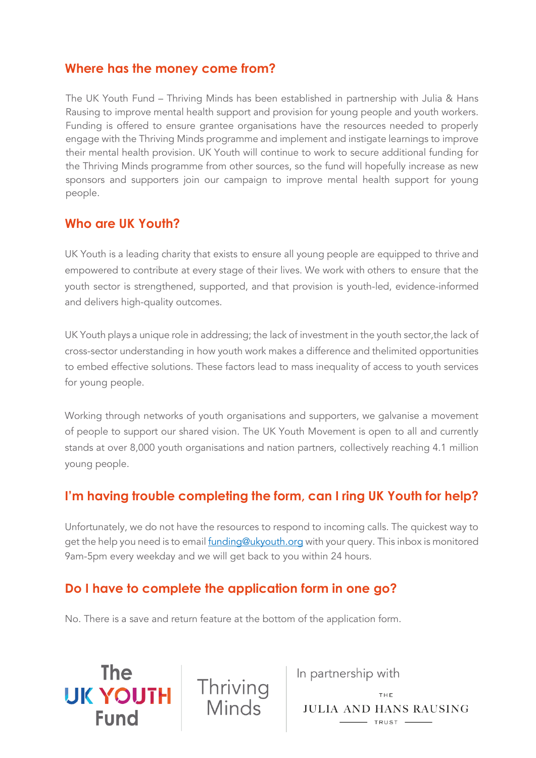## Where has the money come from?

The UK Youth Fund – Thriving Minds has been established in partnership with Julia & Hans Rausing to improve mental health support and provision for young people and youth workers. Funding is offered to ensure grantee organisations have the resources needed to properly engage with the Thriving Minds programme and implement and instigate learnings to improve their mental health provision. UK Youth will continue to work to secure additional funding for the Thriving Minds programme from other sources, so the fund will hopefully increase as new sponsors and supporters join our campaign to improve mental health support for young people.

## Who are UK Youth?

UK Youth is a leading charity that exists to ensure all young people are equipped to thrive and empowered to contribute at every stage of their lives. We work with others to ensure that the youth sector is strengthened, supported, and that provision is youth-led, evidence-informed and delivers high-quality outcomes.

UK Youth plays a unique role in addressing; the lack of investment in the youth sector,the lack of cross-sector understanding in how youth work makes a difference and thelimited opportunities to embed effective solutions. These factors lead to mass inequality of access to youth services for young people.

Working through networks of youth organisations and supporters, we galvanise a movement of people to support our shared vision. The UK Youth Movement is open to all and currently stands at over 8,000 youth organisations and nation partners, collectively reaching 4.1 million young people.

## I'm having trouble completing the form, can I ring UK Youth for help?

Unfortunately, we do not have the resources to respond to incoming calls. The quickest way to get the help you need is to email funding@ukyouth.org with your query. This inbox is monitored 9am-5pm every weekday and we will get back to you within 24 hours.

## Do I have to complete the application form in one go?

No. There is a save and return feature at the bottom of the application form.

The UK YOUTH Fund | Thriving Minds | In partnership with THE JULIA AND HANS RAUSING TRUST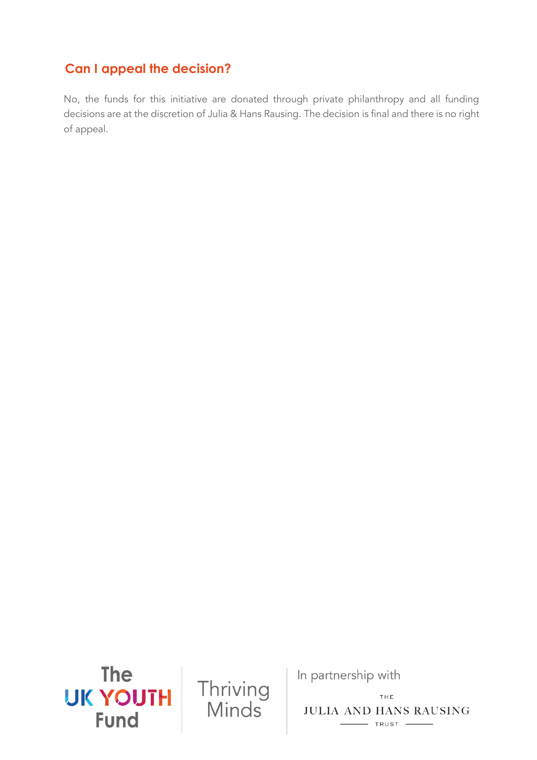## Can I appeal the decision?

No, the funds for this initiative are donated through private philanthropy and all funding decisions are at the discretion of Julia & Hans Rausing. The decision is final and there is no right of appeal.

The UK YOUTH Fund

Thriving Minds

In partnership with

THE JULIA AND HANS RAUSING TRUST